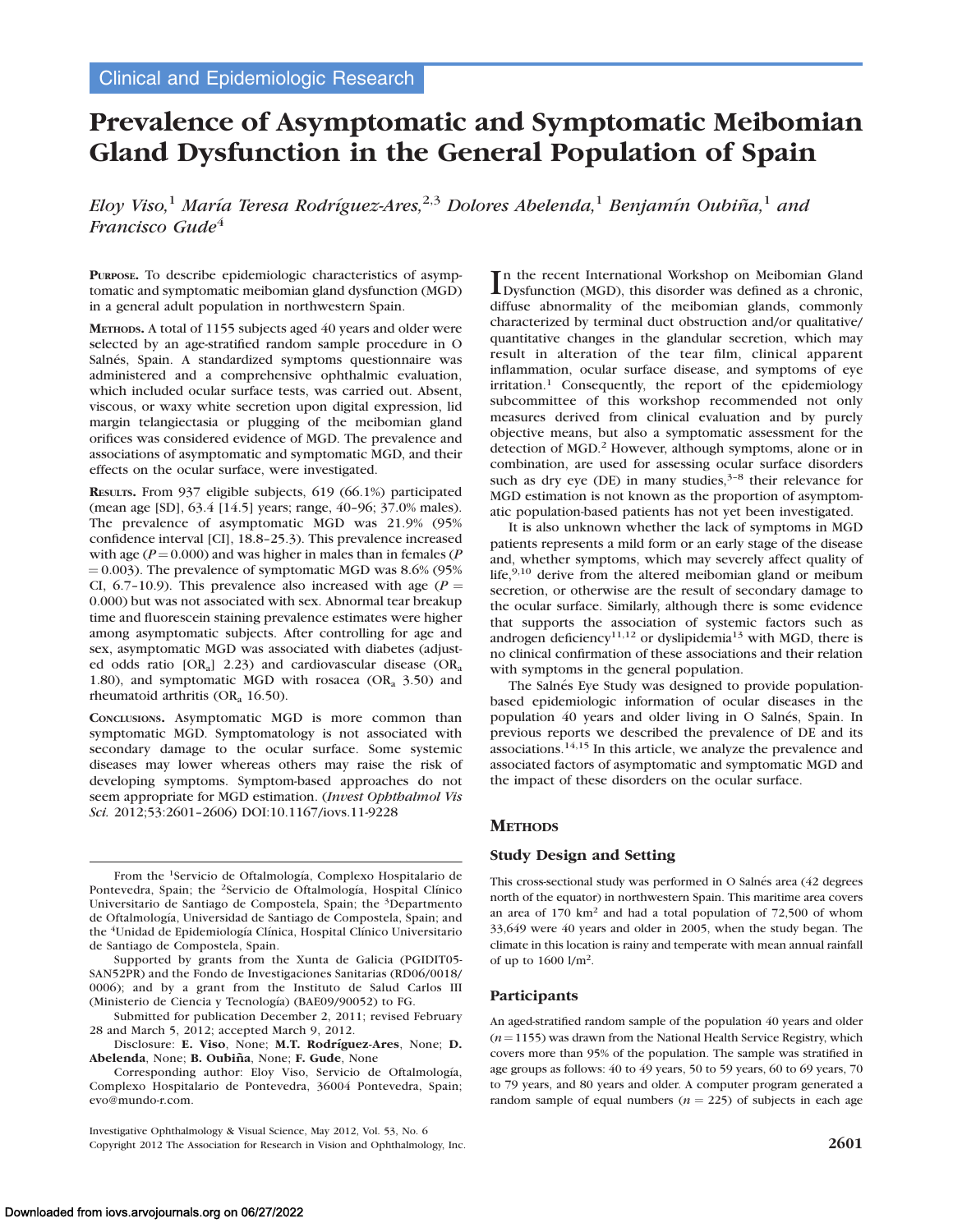Clinical and Epidemiologic Research

# Prevalence of Asymptomatic and Symptomatic Meibomian Gland Dysfunction in the General Population of Spain

*Eloy Viso,*[1] *María Teresa Rodríguez-Ares,*[2,3] *Dolores Abelenda,*[1] *Benjamín Oubiña,*[1] *and Francisco Gude*[4]

**Purpose.** To describe epidemiologic characteristics of asymptomatic and symptomatic meibomian gland dysfunction (MGD) in a general adult population in northwestern Spain.

**Methods.** A total of 1155 subjects aged 40 years and older were selected by an age-stratified random sample procedure in O Salnés, Spain. A standardized symptoms questionnaire was administered and a comprehensive ophthalmic evaluation, which included ocular surface tests, was carried out. Absent, viscous, or waxy white secretion upon digital expression, lid margin telangiectasia or plugging of the meibomian gland orifices was considered evidence of MGD. The prevalence and associations of asymptomatic and symptomatic MGD, and their effects on the ocular surface, were investigated.

**Results.** From 937 eligible subjects, 619 (66.1%) participated (mean age [SD], 63.4 [14.5] years; range, 40–96; 37.0% males). The prevalence of asymptomatic MGD was 21.9% (95% confidence interval [CI], 18.8–25.3). This prevalence increased with age ($P = 0.000$) and was higher in males than in females ($P = 0.003$). The prevalence of symptomatic MGD was 8.6% (95% CI, 6.7–10.9). This prevalence also increased with age ($P = 0.000$) but was not associated with sex. Abnormal tear breakup time and fluorescein staining prevalence estimates were higher among asymptomatic subjects. After controlling for age and sex, asymptomatic MGD was associated with diabetes (adjusted odds ratio [$OR_a$] 2.23) and cardiovascular disease ($OR_a$ 1.80), and symptomatic MGD with rosacea ($OR_a$ 3.50) and rheumatoid arthritis ($OR_a$ 16.50).

**Conclusions.** Asymptomatic MGD is more common than symptomatic MGD. Symptomatology is not associated with secondary damage to the ocular surface. Some systemic diseases may lower whereas others may raise the risk of developing symptoms. Symptom-based approaches do not seem appropriate for MGD estimation. (*Invest Ophthalmol Vis Sci.* 2012;53:2601–2606) DOI:10.1167/iovs.11-9228

From the [1]Servicio de Oftalmología, Complexo Hospitalario de Pontevedra, Spain; the [2]Servicio de Oftalmología, Hospital Clínico Universitario de Santiago de Compostela, Spain; the [3]Departmento de Oftalmología, Universidad de Santiago de Compostela, Spain; and the [4]Unidad de Epidemiología Clínica, Hospital Clínico Universitario de Santiago de Compostela, Spain.

Supported by grants from the Xunta de Galicia (PGIDIT05-SAN52PR) and the Fondo de Investigaciones Sanitarias (RD06/0018/0006); and by a grant from the Instituto de Salud Carlos III (Ministerio de Ciencia y Tecnología) (BAE09/90052) to FG.

Submitted for publication December 2, 2011; revised February 28 and March 5, 2012; accepted March 9, 2012.

Disclosure: **E. Viso**, None; **M.T. Rodríguez-Ares**, None; **D. Abelenda**, None; **B. Oubiña**, None; **F. Gude**, None

Corresponding author: Eloy Viso, Servicio de Oftalmología, Complexo Hospitalario de Pontevedra, 36004 Pontevedra, Spain; evo@mundo-r.com.

In the recent International Workshop on Meibomian Gland Dysfunction (MGD), this disorder was defined as a chronic, diffuse abnormality of the meibomian glands, commonly characterized by terminal duct obstruction and/or qualitative/quantitative changes in the glandular secretion, which may result in alteration of the tear film, clinical apparent inflammation, ocular surface disease, and symptoms of eye irritation.[1] Consequently, the report of the epidemiology subcommittee of this workshop recommended not only measures derived from clinical evaluation and by purely objective means, but also a symptomatic assessment for the detection of MGD.[2] However, although symptoms, alone or in combination, are used for assessing ocular surface disorders such as dry eye (DE) in many studies,[3–8] their relevance for MGD estimation is not known as the proportion of asymptomatic population-based patients has not yet been investigated.

It is also unknown whether the lack of symptoms in MGD patients represents a mild form or an early stage of the disease and, whether symptoms, which may severely affect quality of life,[9,10] derive from the altered meibomian gland or meibum secretion, or otherwise are the result of secondary damage to the ocular surface. Similarly, although there is some evidence that supports the association of systemic factors such as androgen deficiency[11,12] or dyslipidemia[13] with MGD, there is no clinical confirmation of these associations and their relation with symptoms in the general population.

The Salnés Eye Study was designed to provide population-based epidemiologic information of ocular diseases in the population 40 years and older living in O Salnés, Spain. In previous reports we described the prevalence of DE and its associations.[14,15] In this article, we analyze the prevalence and associated factors of asymptomatic and symptomatic MGD and the impact of these disorders on the ocular surface.

## Methods

### Study Design and Setting

This cross-sectional study was performed in O Salnés area (42 degrees north of the equator) in northwestern Spain. This maritime area covers an area of 170 km$^2$ and had a total population of 72,500 of whom 33,649 were 40 years and older in 2005, when the study began. The climate in this location is rainy and temperate with mean annual rainfall of up to 1600 l/m$^2$.

### Participants

An aged-stratified random sample of the population 40 years and older ($n = 1155$) was drawn from the National Health Service Registry, which covers more than 95% of the population. The sample was stratified in age groups as follows: 40 to 49 years, 50 to 59 years, 60 to 69 years, 70 to 79 years, and 80 years and older. A computer program generated a random sample of equal numbers ($n = 225$) of subjects in each age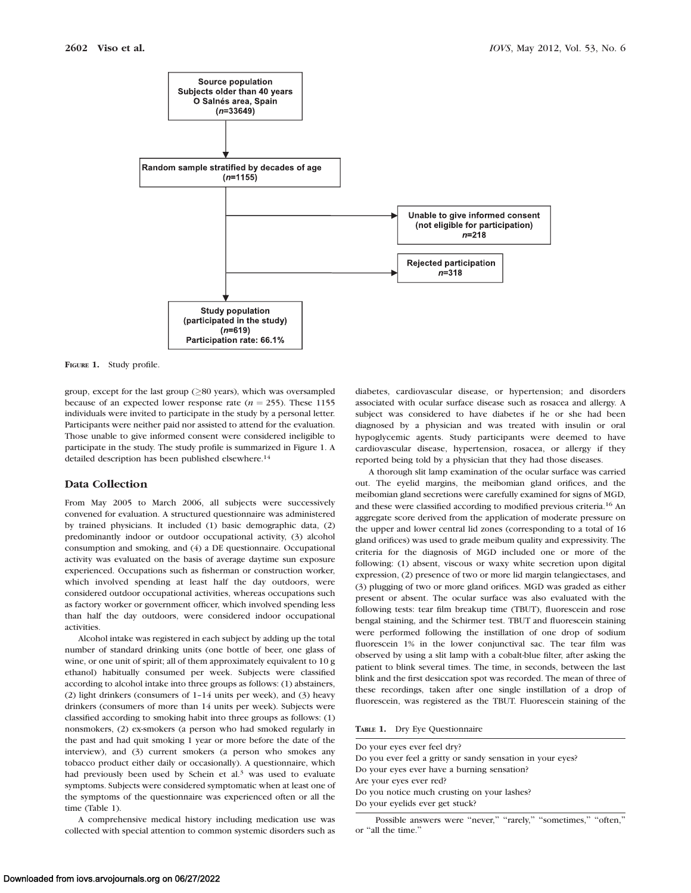Source population
Subjects older than 40 years
O Salnés area, Spain
($n$=33649)

Random sample stratified by decades of age
($n$=1155)

Unable to give informed consent
(not eligible for participation)
$n$=218

Rejected participation
$n$=318

Study population
(participated in the study)
($n$=619)
Participation rate: 66.1%

**FIGURE 1.** Study profile.

group, except for the last group (≥80 years), which was oversampled because of an expected lower response rate ($n$ = 255). These 1155 individuals were invited to participate in the study by a personal letter. Participants were neither paid nor assisted to attend for the evaluation. Those unable to give informed consent were considered ineligible to participate in the study. The study profile is summarized in Figure 1. A detailed description has been published elsewhere.[14]

## Data Collection

From May 2005 to March 2006, all subjects were successively convened for evaluation. A structured questionnaire was administered by trained physicians. It included (1) basic demographic data, (2) predominantly indoor or outdoor occupational activity, (3) alcohol consumption and smoking, and (4) a DE questionnaire. Occupational activity was evaluated on the basis of average daytime sun exposure experienced. Occupations such as fisherman or construction worker, which involved spending at least half the day outdoors, were considered outdoor occupational activities, whereas occupations such as factory worker or government officer, which involved spending less than half the day outdoors, were considered indoor occupational activities.

Alcohol intake was registered in each subject by adding up the total number of standard drinking units (one bottle of beer, one glass of wine, or one unit of spirit; all of them approximately equivalent to 10 g ethanol) habitually consumed per week. Subjects were classified according to alcohol intake into three groups as follows: (1) abstainers, (2) light drinkers (consumers of 1–14 units per week), and (3) heavy drinkers (consumers of more than 14 units per week). Subjects were classified according to smoking habit into three groups as follows: (1) nonsmokers, (2) ex-smokers (a person who had smoked regularly in the past and had quit smoking 1 year or more before the date of the interview), and (3) current smokers (a person who smokes any tobacco product either daily or occasionally). A questionnaire, which had previously been used by Schein et al.[3] was used to evaluate symptoms. Subjects were considered symptomatic when at least one of the symptoms of the questionnaire was experienced often or all the time (Table 1).

A comprehensive medical history including medication use was collected with special attention to common systemic disorders such as diabetes, cardiovascular disease, or hypertension; and disorders associated with ocular surface disease such as rosacea and allergy. A subject was considered to have diabetes if he or she had been diagnosed by a physician and was treated with insulin or oral hypoglycemic agents. Study participants were deemed to have cardiovascular disease, hypertension, rosacea, or allergy if they reported being told by a physician that they had those diseases.

A thorough slit lamp examination of the ocular surface was carried out. The eyelid margins, the meibomian gland orifices, and the meibomian gland secretions were carefully examined for signs of MGD, and these were classified according to modified previous criteria.[16] An aggregate score derived from the application of moderate pressure on the upper and lower central lid zones (corresponding to a total of 16 gland orifices) was used to grade meibum quality and expressivity. The criteria for the diagnosis of MGD included one or more of the following: (1) absent, viscous or waxy white secretion upon digital expression, (2) presence of two or more lid margin telangiectases, and (3) plugging of two or more gland orifices. MGD was graded as either present or absent. The ocular surface was also evaluated with the following tests: tear film breakup time (TBUT), fluorescein and rose bengal staining, and the Schirmer test. TBUT and fluorescein staining were performed following the instillation of one drop of sodium fluorescein 1% in the lower conjunctival sac. The tear film was observed by using a slit lamp with a cobalt-blue filter, after asking the patient to blink several times. The time, in seconds, between the last blink and the first desiccation spot was recorded. The mean of three of these recordings, taken after one single instillation of a drop of fluorescein, was registered as the TBUT. Fluorescein staining of the

**TABLE 1.** Dry Eye Questionnaire

| |
|---|
| Do your eyes ever feel dry? |
| Do you ever feel a gritty or sandy sensation in your eyes? |
| Do your eyes ever have a burning sensation? |
| Are your eyes ever red? |
| Do you notice much crusting on your lashes? |
| Do your eyelids ever get stuck? |

Possible answers were "never," "rarely," "sometimes," "often," or "all the time."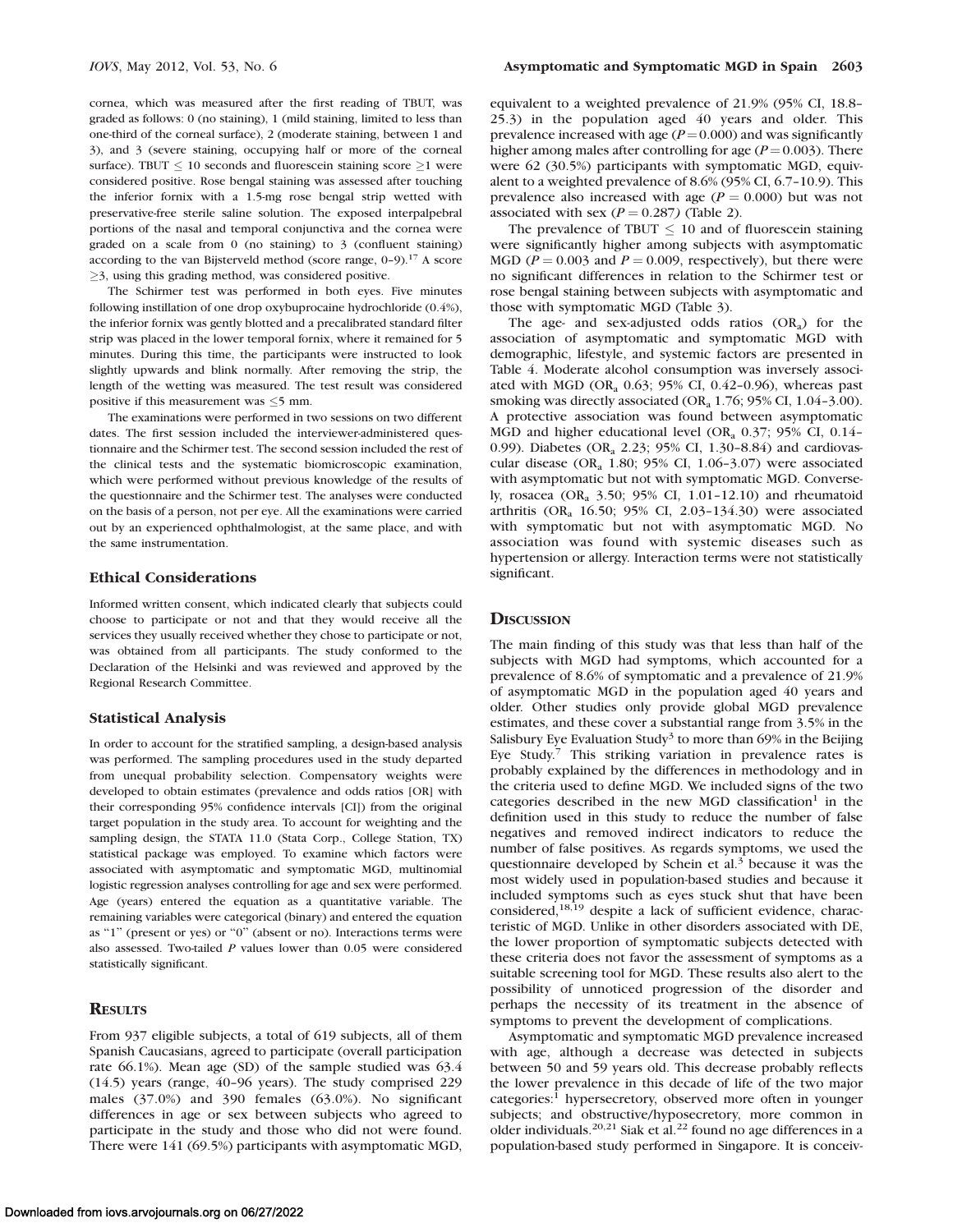cornea, which was measured after the first reading of TBUT, was graded as follows: 0 (no staining), 1 (mild staining, limited to less than one-third of the corneal surface), 2 (moderate staining, between 1 and 3), and 3 (severe staining, occupying half or more of the corneal surface). TBUT $\leq$ 10 seconds and fluorescein staining score $\geq$1 were considered positive. Rose bengal staining was assessed after touching the inferior fornix with a 1.5-mg rose bengal strip wetted with preservative-free sterile saline solution. The exposed interpalpebral portions of the nasal and temporal conjunctiva and the cornea were graded on a scale from 0 (no staining) to 3 (confluent staining) according to the van Bijsterveld method (score range, 0–9).[17] A score $\geq$3, using this grading method, was considered positive.

The Schirmer test was performed in both eyes. Five minutes following instillation of one drop oxybuprocaine hydrochloride (0.4%), the inferior fornix was gently blotted and a precalibrated standard filter strip was placed in the lower temporal fornix, where it remained for 5 minutes. During this time, the participants were instructed to look slightly upwards and blink normally. After removing the strip, the length of the wetting was measured. The test result was considered positive if this measurement was $\leq$5 mm.

The examinations were performed in two sessions on two different dates. The first session included the interviewer-administered questionnaire and the Schirmer test. The second session included the rest of the clinical tests and the systematic biomicroscopic examination, which were performed without previous knowledge of the results of the questionnaire and the Schirmer test. The analyses were conducted on the basis of a person, not per eye. All the examinations were carried out by an experienced ophthalmologist, at the same place, and with the same instrumentation.

### Ethical Considerations

Informed written consent, which indicated clearly that subjects could choose to participate or not and that they would receive all the services they usually received whether they chose to participate or not, was obtained from all participants. The study conformed to the Declaration of the Helsinki and was reviewed and approved by the Regional Research Committee.

### Statistical Analysis

In order to account for the stratified sampling, a design-based analysis was performed. The sampling procedures used in the study departed from unequal probability selection. Compensatory weights were developed to obtain estimates (prevalence and odds ratios [OR] with their corresponding 95% confidence intervals [CI]) from the original target population in the study area. To account for weighting and the sampling design, the STATA 11.0 (Stata Corp., College Station, TX) statistical package was employed. To examine which factors were associated with asymptomatic and symptomatic MGD, multinomial logistic regression analyses controlling for age and sex were performed. Age (years) entered the equation as a quantitative variable. The remaining variables were categorical (binary) and entered the equation as "1" (present or yes) or "0" (absent or no). Interactions terms were also assessed. Two-tailed *P* values lower than 0.05 were considered statistically significant.

## Results

From 937 eligible subjects, a total of 619 subjects, all of them Spanish Caucasians, agreed to participate (overall participation rate 66.1%). Mean age (SD) of the sample studied was 63.4 (14.5) years (range, 40–96 years). The study comprised 229 males (37.0%) and 390 females (63.0%). No significant differences in age or sex between subjects who agreed to participate in the study and those who did not were found. There were 141 (69.5%) participants with asymptomatic MGD, equivalent to a weighted prevalence of 21.9% (95% CI, 18.8–25.3) in the population aged 40 years and older. This prevalence increased with age ($P = 0.000$) and was significantly higher among males after controlling for age ($P = 0.003$). There were 62 (30.5%) participants with symptomatic MGD, equivalent to a weighted prevalence of 8.6% (95% CI, 6.7–10.9). This prevalence also increased with age ($P = 0.000$) but was not associated with sex ($P = 0.287$) (Table 2).

The prevalence of TBUT $\leq$ 10 and of fluorescein staining were significantly higher among subjects with asymptomatic MGD ($P = 0.003$ and $P = 0.009$, respectively), but there were no significant differences in relation to the Schirmer test or rose bengal staining between subjects with asymptomatic and those with symptomatic MGD (Table 3).

The age- and sex-adjusted odds ratios ($OR_a$) for the association of asymptomatic and symptomatic MGD with demographic, lifestyle, and systemic factors are presented in Table 4. Moderate alcohol consumption was inversely associated with MGD ($OR_a$ 0.63; 95% CI, 0.42–0.96), whereas past smoking was directly associated ($OR_a$ 1.76; 95% CI, 1.04–3.00). A protective association was found between asymptomatic MGD and higher educational level ($OR_a$ 0.37; 95% CI, 0.14–0.99). Diabetes ($OR_a$ 2.23; 95% CI, 1.30–8.84) and cardiovascular disease ($OR_a$ 1.80; 95% CI, 1.06–3.07) were associated with asymptomatic but not with symptomatic MGD. Conversely, rosacea ($OR_a$ 3.50; 95% CI, 1.01–12.10) and rheumatoid arthritis ($OR_a$ 16.50; 95% CI, 2.03–134.30) were associated with symptomatic but not with asymptomatic MGD. No association was found with systemic diseases such as hypertension or allergy. Interaction terms were not statistically significant.

## Discussion

The main finding of this study was that less than half of the subjects with MGD had symptoms, which accounted for a prevalence of 8.6% of symptomatic and a prevalence of 21.9% of asymptomatic MGD in the population aged 40 years and older. Other studies only provide global MGD prevalence estimates, and these cover a substantial range from 3.5% in the Salisbury Eye Evaluation Study[3] to more than 69% in the Beijing Eye Study.[7] This striking variation in prevalence rates is probably explained by the differences in methodology and in the criteria used to define MGD. We included signs of the two categories described in the new MGD classification[1] in the definition used in this study to reduce the number of false negatives and removed indirect indicators to reduce the number of false positives. As regards symptoms, we used the questionnaire developed by Schein et al.[3] because it was the most widely used in population-based studies and because it included symptoms such as eyes stuck shut that have been considered,[18,19] despite a lack of sufficient evidence, characteristic of MGD. Unlike in other disorders associated with DE, the lower proportion of symptomatic subjects detected with these criteria does not favor the assessment of symptoms as a suitable screening tool for MGD. These results also alert to the possibility of unnoticed progression of the disorder and perhaps the necessity of its treatment in the absence of symptoms to prevent the development of complications.

Asymptomatic and symptomatic MGD prevalence increased with age, although a decrease was detected in subjects between 50 and 59 years old. This decrease probably reflects the lower prevalence in this decade of life of the two major categories:[1] hypersecretory, observed more often in younger subjects; and obstructive/hyposecretory, more common in older individuals.[20,21] Siak et al.[22] found no age differences in a population-based study performed in Singapore. It is conceiv-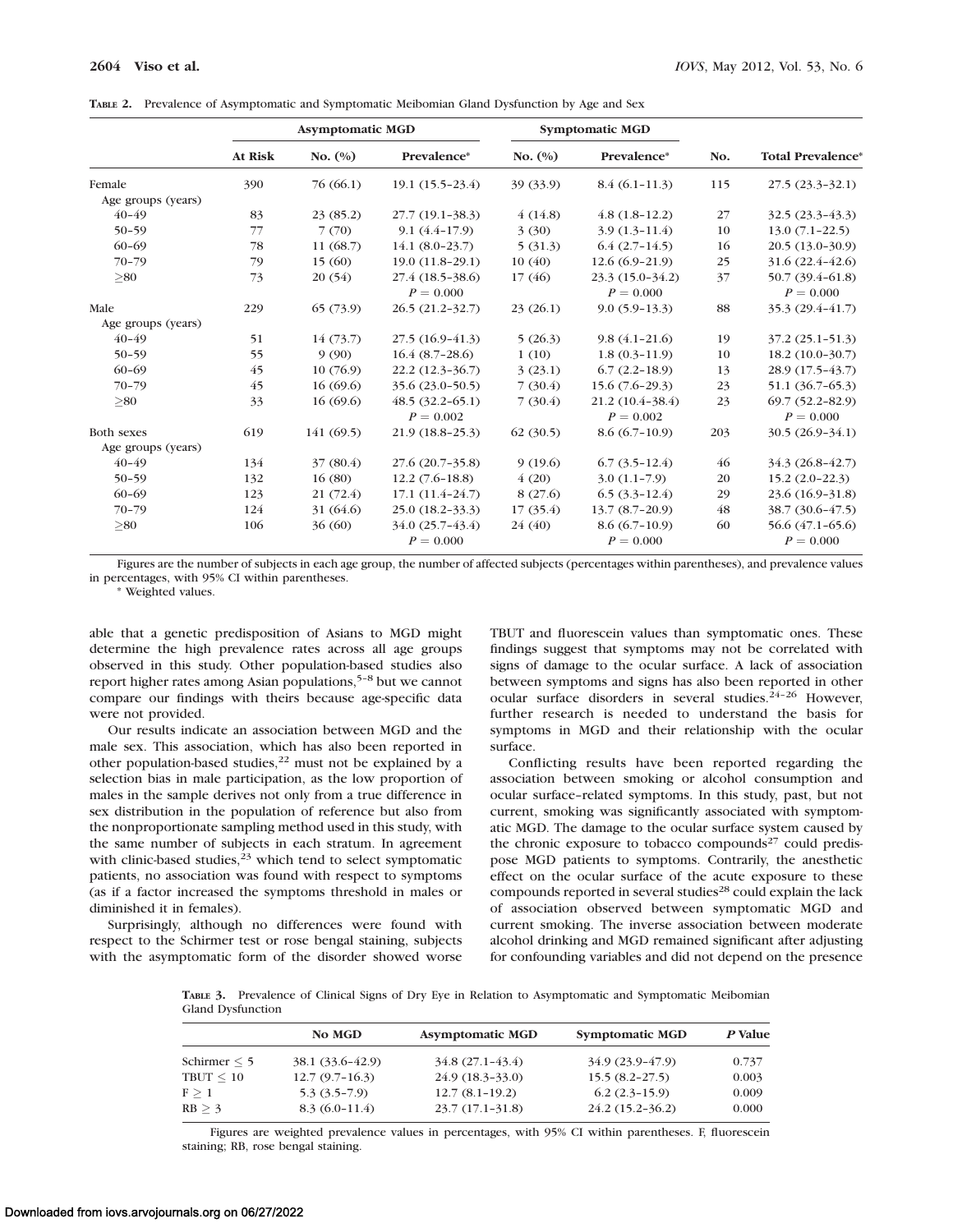**TABLE 2.** Prevalence of Asymptomatic and Symptomatic Meibomian Gland Dysfunction by Age and Sex

| | | Asymptomatic MGD | | Symptomatic MGD | | | |
|---|---|---|---|---|---|---|---|
| | At Risk | No. (%) | Prevalence* | No. (%) | Prevalence* | No. | Total Prevalence* |
| Female | 390 | 76 (66.1) | 19.1 (15.5–23.4) | 39 (33.9) | 8.4 (6.1–11.3) | 115 | 27.5 (23.3–32.1) |
| Age groups (years) | | | | | | | |
| 40–49 | 83 | 23 (85.2) | 27.7 (19.1–38.3) | 4 (14.8) | 4.8 (1.8–12.2) | 27 | 32.5 (23.3–43.3) |
| 50–59 | 77 | 7 (70) | 9.1 (4.4–17.9) | 3 (30) | 3.9 (1.3–11.4) | 10 | 13.0 (7.1–22.5) |
| 60–69 | 78 | 11 (68.7) | 14.1 (8.0–23.7) | 5 (31.3) | 6.4 (2.7–14.5) | 16 | 20.5 (13.0–30.9) |
| 70–79 | 79 | 15 (60) | 19.0 (11.8–29.1) | 10 (40) | 12.6 (6.9–21.9) | 25 | 31.6 (22.4–42.6) |
| ≥80 | 73 | 20 (54) | 27.4 (18.5–38.6) | 17 (46) | 23.3 (15.0–34.2) | 37 | 50.7 (39.4–61.8) |
| | | | $P = 0.000$ | | $P = 0.000$ | | $P = 0.000$ |
| Male | 229 | 65 (73.9) | 26.5 (21.2–32.7) | 23 (26.1) | 9.0 (5.9–13.3) | 88 | 35.3 (29.4–41.7) |
| Age groups (years) | | | | | | | |
| 40–49 | 51 | 14 (73.7) | 27.5 (16.9–41.3) | 5 (26.3) | 9.8 (4.1–21.6) | 19 | 37.2 (25.1–51.3) |
| 50–59 | 55 | 9 (90) | 16.4 (8.7–28.6) | 1 (10) | 1.8 (0.3–11.9) | 10 | 18.2 (10.0–30.7) |
| 60–69 | 45 | 10 (76.9) | 22.2 (12.3–36.7) | 3 (23.1) | 6.7 (2.2–18.9) | 13 | 28.9 (17.5–43.7) |
| 70–79 | 45 | 16 (69.6) | 35.6 (23.0–50.5) | 7 (30.4) | 15.6 (7.6–29.3) | 23 | 51.1 (36.7–65.3) |
| ≥80 | 33 | 16 (69.6) | 48.5 (32.2–65.1) | 7 (30.4) | 21.2 (10.4–38.4) | 23 | 69.7 (52.2–82.9) |
| | | | $P = 0.002$ | | $P = 0.002$ | | $P = 0.000$ |
| Both sexes | 619 | 141 (69.5) | 21.9 (18.8–25.3) | 62 (30.5) | 8.6 (6.7–10.9) | 203 | 30.5 (26.9–34.1) |
| Age groups (years) | | | | | | | |
| 40–49 | 134 | 37 (80.4) | 27.6 (20.7–35.8) | 9 (19.6) | 6.7 (3.5–12.4) | 46 | 34.3 (26.8–42.7) |
| 50–59 | 132 | 16 (80) | 12.2 (7.6–18.8) | 4 (20) | 3.0 (1.1–7.9) | 20 | 15.2 (2.0–22.3) |
| 60–69 | 123 | 21 (72.4) | 17.1 (11.4–24.7) | 8 (27.6) | 6.5 (3.3–12.4) | 29 | 23.6 (16.9–31.8) |
| 70–79 | 124 | 31 (64.6) | 25.0 (18.2–33.3) | 17 (35.4) | 13.7 (8.7–20.9) | 48 | 38.7 (30.6–47.5) |
| ≥80 | 106 | 36 (60) | 34.0 (25.7–43.4) | 24 (40) | 8.6 (6.7–10.9) | 60 | 56.6 (47.1–65.6) |
| | | | $P = 0.000$ | | $P = 0.000$ | | $P = 0.000$ |

Figures are the number of subjects in each age group, the number of affected subjects (percentages within parentheses), and prevalence values in percentages, with 95% CI within parentheses.

\* Weighted values.

able that a genetic predisposition of Asians to MGD might determine the high prevalence rates across all age groups observed in this study. Other population-based studies also report higher rates among Asian populations,[5–8] but we cannot compare our findings with theirs because age-specific data were not provided.

Our results indicate an association between MGD and the male sex. This association, which has also been reported in other population-based studies,[22] must not be explained by a selection bias in male participation, as the low proportion of males in the sample derives not only from a true difference in sex distribution in the population of reference but also from the nonproportionate sampling method used in this study, with the same number of subjects in each stratum. In agreement with clinic-based studies,[23] which tend to select symptomatic patients, no association was found with respect to symptoms (as if a factor increased the symptoms threshold in males or diminished it in females).

Surprisingly, although no differences were found with respect to the Schirmer test or rose bengal staining, subjects with the asymptomatic form of the disorder showed worse TBUT and fluorescein values than symptomatic ones. These findings suggest that symptoms may not be correlated with signs of damage to the ocular surface. A lack of association between symptoms and signs has also been reported in other ocular surface disorders in several studies.[24–26] However, further research is needed to understand the basis for symptoms in MGD and their relationship with the ocular surface.

Conflicting results have been reported regarding the association between smoking or alcohol consumption and ocular surface–related symptoms. In this study, past, but not current, smoking was significantly associated with symptomatic MGD. The damage to the ocular surface system caused by the chronic exposure to tobacco compounds[27] could predispose MGD patients to symptoms. Contrarily, the anesthetic effect on the ocular surface of the acute exposure to these compounds reported in several studies[28] could explain the lack of association observed between symptomatic MGD and current smoking. The inverse association between moderate alcohol drinking and MGD remained significant after adjusting for confounding variables and did not depend on the presence

**TABLE 3.** Prevalence of Clinical Signs of Dry Eye in Relation to Asymptomatic and Symptomatic Meibomian Gland Dysfunction

| | No MGD | Asymptomatic MGD | Symptomatic MGD | *P* Value |
|---|---|---|---|---|
| Schirmer ≤ 5 | 38.1 (33.6–42.9) | 34.8 (27.1–43.4) | 34.9 (23.9–47.9) | 0.737 |
| TBUT ≤ 10 | 12.7 (9.7–16.3) | 24.9 (18.3–33.0) | 15.5 (8.2–27.5) | 0.003 |
| F ≥ 1 | 5.3 (3.5–7.9) | 12.7 (8.1–19.2) | 6.2 (2.3–15.9) | 0.009 |
| RB ≥ 3 | 8.3 (6.0–11.4) | 23.7 (17.1–31.8) | 24.2 (15.2–36.2) | 0.000 |

Figures are weighted prevalence values in percentages, with 95% CI within parentheses. F, fluorescein staining; RB, rose bengal staining.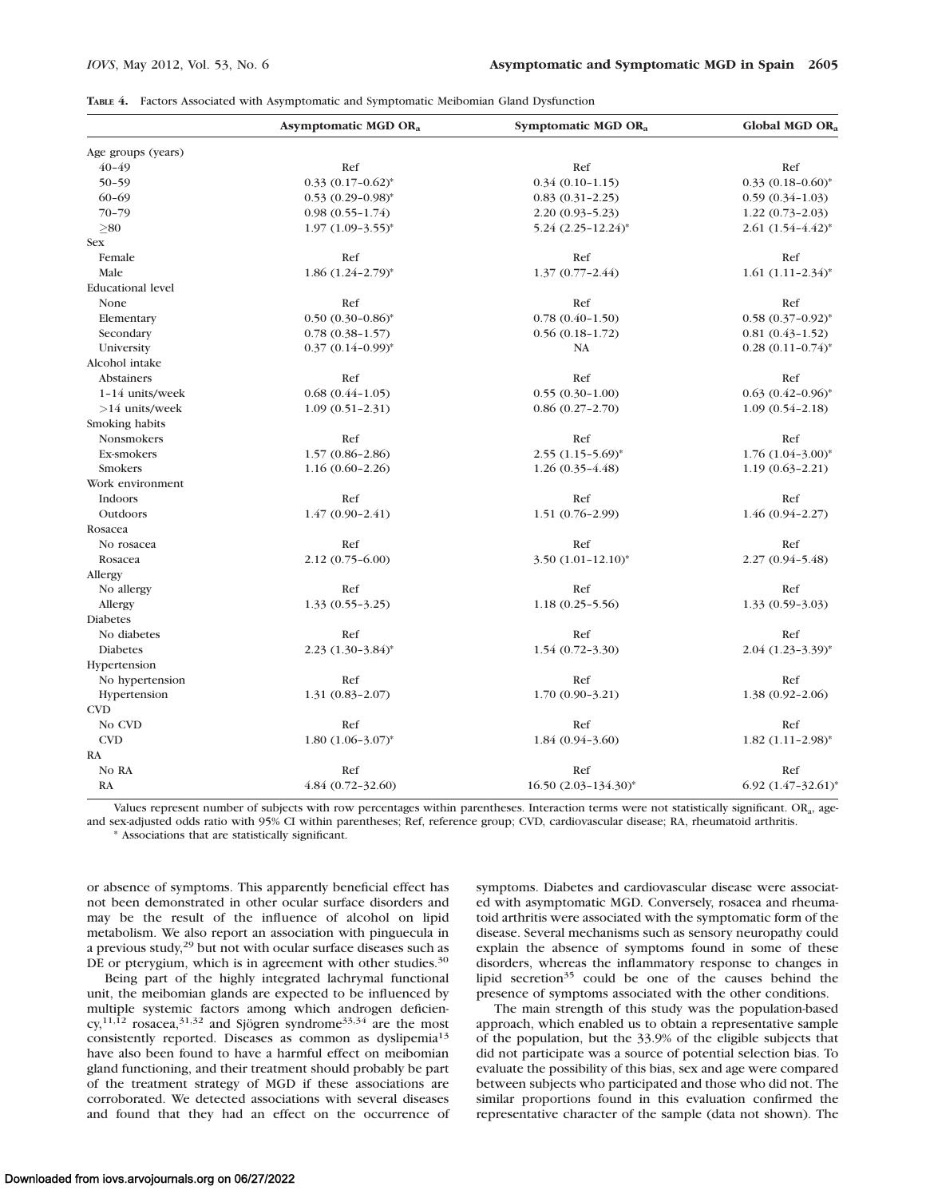**Table 4.** Factors Associated with Asymptomatic and Symptomatic Meibomian Gland Dysfunction

| | Asymptomatic MGD $OR_a$ | Symptomatic MGD $OR_a$ | Global MGD $OR_a$ |
|---|---|---|---|
| Age groups (years) | | | |
| 40–49 | Ref | Ref | Ref |
| 50–59 | 0.33 (0.17–0.62)* | 0.34 (0.10–1.15) | 0.33 (0.18–0.60)* |
| 60–69 | 0.53 (0.29–0.98)* | 0.83 (0.31–2.25) | 0.59 (0.34–1.03) |
| 70–79 | 0.98 (0.55–1.74) | 2.20 (0.93–5.23) | 1.22 (0.73–2.03) |
| ≥80 | 1.97 (1.09–3.55)* | 5.24 (2.25–12.24)* | 2.61 (1.54–4.42)* |
| Sex | | | |
| Female | Ref | Ref | Ref |
| Male | 1.86 (1.24–2.79)* | 1.37 (0.77–2.44) | 1.61 (1.11–2.34)* |
| Educational level | | | |
| None | Ref | Ref | Ref |
| Elementary | 0.50 (0.30–0.86)* | 0.78 (0.40–1.50) | 0.58 (0.37–0.92)* |
| Secondary | 0.78 (0.38–1.57) | 0.56 (0.18–1.72) | 0.81 (0.43–1.52) |
| University | 0.37 (0.14–0.99)* | NA | 0.28 (0.11–0.74)* |
| Alcohol intake | | | |
| Abstainers | Ref | Ref | Ref |
| 1–14 units/week | 0.68 (0.44–1.05) | 0.55 (0.30–1.00) | 0.63 (0.42–0.96)* |
| >14 units/week | 1.09 (0.51–2.31) | 0.86 (0.27–2.70) | 1.09 (0.54–2.18) |
| Smoking habits | | | |
| Nonsmokers | Ref | Ref | Ref |
| Ex-smokers | 1.57 (0.86–2.86) | 2.55 (1.15–5.69)* | 1.76 (1.04–3.00)* |
| Smokers | 1.16 (0.60–2.26) | 1.26 (0.35–4.48) | 1.19 (0.63–2.21) |
| Work environment | | | |
| Indoors | Ref | Ref | Ref |
| Outdoors | 1.47 (0.90–2.41) | 1.51 (0.76–2.99) | 1.46 (0.94–2.27) |
| Rosacea | | | |
| No rosacea | Ref | Ref | Ref |
| Rosacea | 2.12 (0.75–6.00) | 3.50 (1.01–12.10)* | 2.27 (0.94–5.48) |
| Allergy | | | |
| No allergy | Ref | Ref | Ref |
| Allergy | 1.33 (0.55–3.25) | 1.18 (0.25–5.56) | 1.33 (0.59–3.03) |
| Diabetes | | | |
| No diabetes | Ref | Ref | Ref |
| Diabetes | 2.23 (1.30–3.84)* | 1.54 (0.72–3.30) | 2.04 (1.23–3.39)* |
| Hypertension | | | |
| No hypertension | Ref | Ref | Ref |
| Hypertension | 1.31 (0.83–2.07) | 1.70 (0.90–3.21) | 1.38 (0.92–2.06) |
| CVD | | | |
| No CVD | Ref | Ref | Ref |
| CVD | 1.80 (1.06–3.07)* | 1.84 (0.94–3.60) | 1.82 (1.11–2.98)* |
| RA | | | |
| No RA | Ref | Ref | Ref |
| RA | 4.84 (0.72–32.60) | 16.50 (2.03–134.30)* | 6.92 (1.47–32.61)* |

Values represent number of subjects with row percentages within parentheses. Interaction terms were not statistically significant. $OR_a$, age- and sex-adjusted odds ratio with 95% CI within parentheses; Ref, reference group; CVD, cardiovascular disease; RA, rheumatoid arthritis.

\* Associations that are statistically significant.

or absence of symptoms. This apparently beneficial effect has not been demonstrated in other ocular surface disorders and may be the result of the influence of alcohol on lipid metabolism. We also report an association with pinguecula in a previous study,[29] but not with ocular surface diseases such as DE or pterygium, which is in agreement with other studies.[30]

Being part of the highly integrated lachrymal functional unit, the meibomian glands are expected to be influenced by multiple systemic factors among which androgen deficiency,[11,12] rosacea,[31,32] and Sjögren syndrome[33,34] are the most consistently reported. Diseases as common as dyslipemia[13] have also been found to have a harmful effect on meibomian gland functioning, and their treatment should probably be part of the treatment strategy of MGD if these associations are corroborated. We detected associations with several diseases and found that they had an effect on the occurrence of symptoms. Diabetes and cardiovascular disease were associated with asymptomatic MGD. Conversely, rosacea and rheumatoid arthritis were associated with the symptomatic form of the disease. Several mechanisms such as sensory neuropathy could explain the absence of symptoms found in some of these disorders, whereas the inflammatory response to changes in lipid secretion[35] could be one of the causes behind the presence of symptoms associated with the other conditions.

The main strength of this study was the population-based approach, which enabled us to obtain a representative sample of the population, but the 33.9% of the eligible subjects that did not participate was a source of potential selection bias. To evaluate the possibility of this bias, sex and age were compared between subjects who participated and those who did not. The similar proportions found in this evaluation confirmed the representative character of the sample (data not shown). The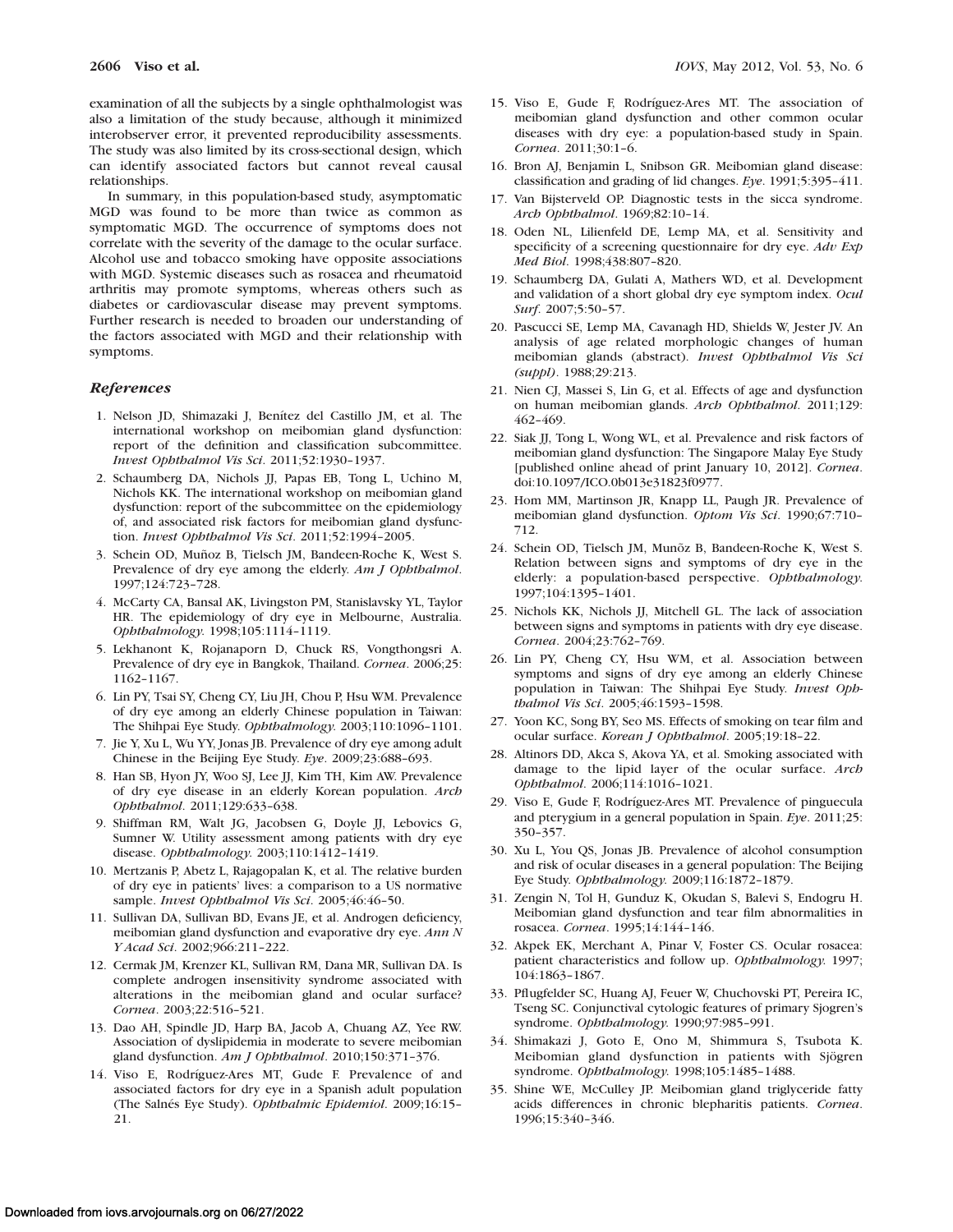examination of all the subjects by a single ophthalmologist was also a limitation of the study because, although it minimized interobserver error, it prevented reproducibility assessments. The study was also limited by its cross-sectional design, which can identify associated factors but cannot reveal causal relationships.

In summary, in this population-based study, asymptomatic MGD was found to be more than twice as common as symptomatic MGD. The occurrence of symptoms does not correlate with the severity of the damage to the ocular surface. Alcohol use and tobacco smoking have opposite associations with MGD. Systemic diseases such as rosacea and rheumatoid arthritis may promote symptoms, whereas others such as diabetes or cardiovascular disease may prevent symptoms. Further research is needed to broaden our understanding of the factors associated with MGD and their relationship with symptoms.

## *References*

1. Nelson JD, Shimazaki J, Benítez del Castillo JM, et al. The international workshop on meibomian gland dysfunction: report of the definition and classification subcommittee. *Invest Ophthalmol Vis Sci*. 2011;52:1930–1937.
2. Schaumberg DA, Nichols JJ, Papas EB, Tong L, Uchino M, Nichols KK. The international workshop on meibomian gland dysfunction: report of the subcommittee on the epidemiology of, and associated risk factors for meibomian gland dysfunction. *Invest Ophthalmol Vis Sci*. 2011;52:1994–2005.
3. Schein OD, Muñoz B, Tielsch JM, Bandeen-Roche K, West S. Prevalence of dry eye among the elderly. *Am J Ophthalmol*. 1997;124:723–728.
4. McCarty CA, Bansal AK, Livingston PM, Stanislavsky YL, Taylor HR. The epidemiology of dry eye in Melbourne, Australia. *Ophthalmology.* 1998;105:1114–1119.
5. Lekhanont K, Rojanaporn D, Chuck RS, Vongthongsri A. Prevalence of dry eye in Bangkok, Thailand. *Cornea*. 2006;25: 1162–1167.
6. Lin PY, Tsai SY, Cheng CY, Liu JH, Chou P, Hsu WM. Prevalence of dry eye among an elderly Chinese population in Taiwan: The Shihpai Eye Study. *Ophthalmology.* 2003;110:1096–1101.
7. Jie Y, Xu L, Wu YY, Jonas JB. Prevalence of dry eye among adult Chinese in the Beijing Eye Study. *Eye*. 2009;23:688–693.
8. Han SB, Hyon JY, Woo SJ, Lee JJ, Kim TH, Kim AW. Prevalence of dry eye disease in an elderly Korean population. *Arch Ophthalmol*. 2011;129:633–638.
9. Shiffman RM, Walt JG, Jacobsen G, Doyle JJ, Lebovics G, Sumner W. Utility assessment among patients with dry eye disease. *Ophthalmology.* 2003;110:1412–1419.
10. Mertzanis P, Abetz L, Rajagopalan K, et al. The relative burden of dry eye in patients' lives: a comparison to a US normative sample. *Invest Ophthalmol Vis Sci*. 2005;46:46–50.
11. Sullivan DA, Sullivan BD, Evans JE, et al. Androgen deficiency, meibomian gland dysfunction and evaporative dry eye. *Ann N Y Acad Sci*. 2002;966:211–222.
12. Cermak JM, Krenzer KL, Sullivan RM, Dana MR, Sullivan DA. Is complete androgen insensitivity syndrome associated with alterations in the meibomian gland and ocular surface? *Cornea*. 2003;22:516–521.
13. Dao AH, Spindle JD, Harp BA, Jacob A, Chuang AZ, Yee RW. Association of dyslipidemia in moderate to severe meibomian gland dysfunction. *Am J Ophthalmol*. 2010;150:371–376.
14. Viso E, Rodríguez-Ares MT, Gude F. Prevalence of and associated factors for dry eye in a Spanish adult population (The Salnés Eye Study). *Ophthalmic Epidemiol*. 2009;16:15–21.
15. Viso E, Gude F, Rodríguez-Ares MT. The association of meibomian gland dysfunction and other common ocular diseases with dry eye: a population-based study in Spain. *Cornea*. 2011;30:1–6.
16. Bron AJ, Benjamin L, Snibson GR. Meibomian gland disease: classification and grading of lid changes. *Eye*. 1991;5:395–411.
17. Van Bijsterveld OP. Diagnostic tests in the sicca syndrome. *Arch Ophthalmol*. 1969;82:10–14.
18. Oden NL, Lilienfeld DE, Lemp MA, et al. Sensitivity and specificity of a screening questionnaire for dry eye. *Adv Exp Med Biol*. 1998;438:807–820.
19. Schaumberg DA, Gulati A, Mathers WD, et al. Development and validation of a short global dry eye symptom index. *Ocul Surf*. 2007;5:50–57.
20. Pascucci SE, Lemp MA, Cavanagh HD, Shields W, Jester JV. An analysis of age related morphologic changes of human meibomian glands (abstract). *Invest Ophthalmol Vis Sci (suppl)*. 1988;29:213.
21. Nien CJ, Massei S, Lin G, et al. Effects of age and dysfunction on human meibomian glands. *Arch Ophthalmol*. 2011;129: 462–469.
22. Siak JJ, Tong L, Wong WL, et al. Prevalence and risk factors of meibomian gland dysfunction: The Singapore Malay Eye Study [published online ahead of print January 10, 2012]. *Cornea*. doi:10.1097/ICO.0b013e31823f0977.
23. Hom MM, Martinson JR, Knapp LL, Paugh JR. Prevalence of meibomian gland dysfunction. *Optom Vis Sci*. 1990;67:710–712.
24. Schein OD, Tielsch JM, Munõz B, Bandeen-Roche K, West S. Relation between signs and symptoms of dry eye in the elderly: a population-based perspective. *Ophthalmology.* 1997;104:1395–1401.
25. Nichols KK, Nichols JJ, Mitchell GL. The lack of association between signs and symptoms in patients with dry eye disease. *Cornea*. 2004;23:762–769.
26. Lin PY, Cheng CY, Hsu WM, et al. Association between symptoms and signs of dry eye among an elderly Chinese population in Taiwan: The Shihpai Eye Study. *Invest Ophthalmol Vis Sci*. 2005;46:1593–1598.
27. Yoon KC, Song BY, Seo MS. Effects of smoking on tear film and ocular surface. *Korean J Ophthalmol*. 2005;19:18–22.
28. Altinors DD, Akca S, Akova YA, et al. Smoking associated with damage to the lipid layer of the ocular surface. *Arch Ophthalmol*. 2006;114:1016–1021.
29. Viso E, Gude F, Rodríguez-Ares MT. Prevalence of pinguecula and pterygium in a general population in Spain. *Eye*. 2011;25: 350–357.
30. Xu L, You QS, Jonas JB. Prevalence of alcohol consumption and risk of ocular diseases in a general population: The Beijing Eye Study. *Ophthalmology.* 2009;116:1872–1879.
31. Zengin N, Tol H, Gunduz K, Okudan S, Balevi S, Endogru H. Meibomian gland dysfunction and tear film abnormalities in rosacea. *Cornea*. 1995;14:144–146.
32. Akpek EK, Merchant A, Pinar V, Foster CS. Ocular rosacea: patient characteristics and follow up. *Ophthalmology.* 1997; 104:1863–1867.
33. Pflugfelder SC, Huang AJ, Feuer W, Chuchovski PT, Pereira IC, Tseng SC. Conjunctival cytologic features of primary Sjogren's syndrome. *Ophthalmology.* 1990;97:985–991.
34. Shimakazi J, Goto E, Ono M, Shimmura S, Tsubota K. Meibomian gland dysfunction in patients with Sjögren syndrome. *Ophthalmology.* 1998;105:1485–1488.
35. Shine WE, McCulley JP. Meibomian gland triglyceride fatty acids differences in chronic blepharitis patients. *Cornea*. 1996;15:340–346.